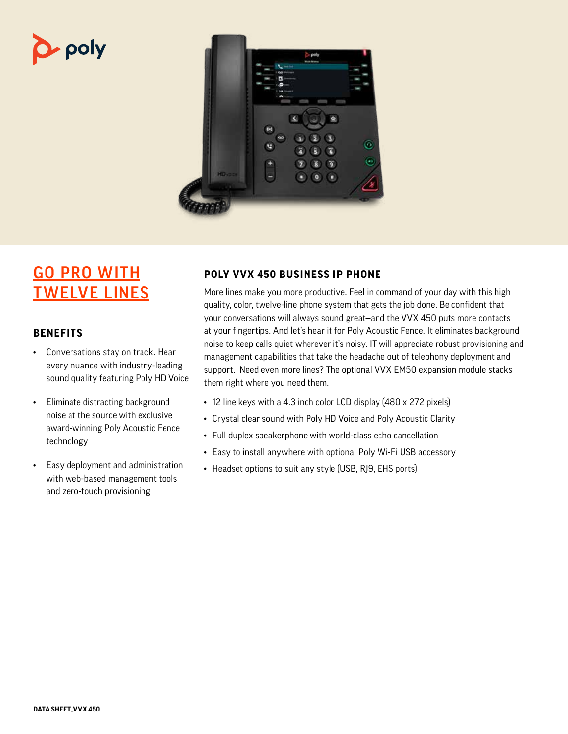# GO PRO WITH TWELVE LINES

## BENEFITS

- Conversations stay on track. Hear every nuance with industry-leading sound quality featuring Poly HD Voice
- Eliminate distracting background noise at the source with exclusive award-winning Poly Acoustic Fence technology
- Easy deployment and administration with web-based management tools and zero-touch provisioning

## POLY VVX 450 BUSINESS IP PHONE

More lines make you more productive. Feel in command of your day with this high quality, color, twelve-line phone system that gets the job done. Be confident that your conversations will always sound great–and the VVX 450 puts more contacts at your fingertips. And let's hear it for Poly Acoustic Fence. It eliminates background noise to keep calls quiet wherever it's noisy. IT will appreciate robust provisioning and management capabilities that take the headache out of telephony deployment and support. Need even more lines? The optional VVX EM50 expansion module stacks them right where you need them.

- 12 line keys with a 4.3 inch color LCD display (480 x 272 pixels)
- Crystal clear sound with Poly HD Voice and Poly Acoustic Clarity
- Full duplex speakerphone with world-class echo cancellation
- Easy to install anywhere with optional Poly Wi-Fi USB accessory
- Headset options to suit any style (USB, RJ9, EHS ports)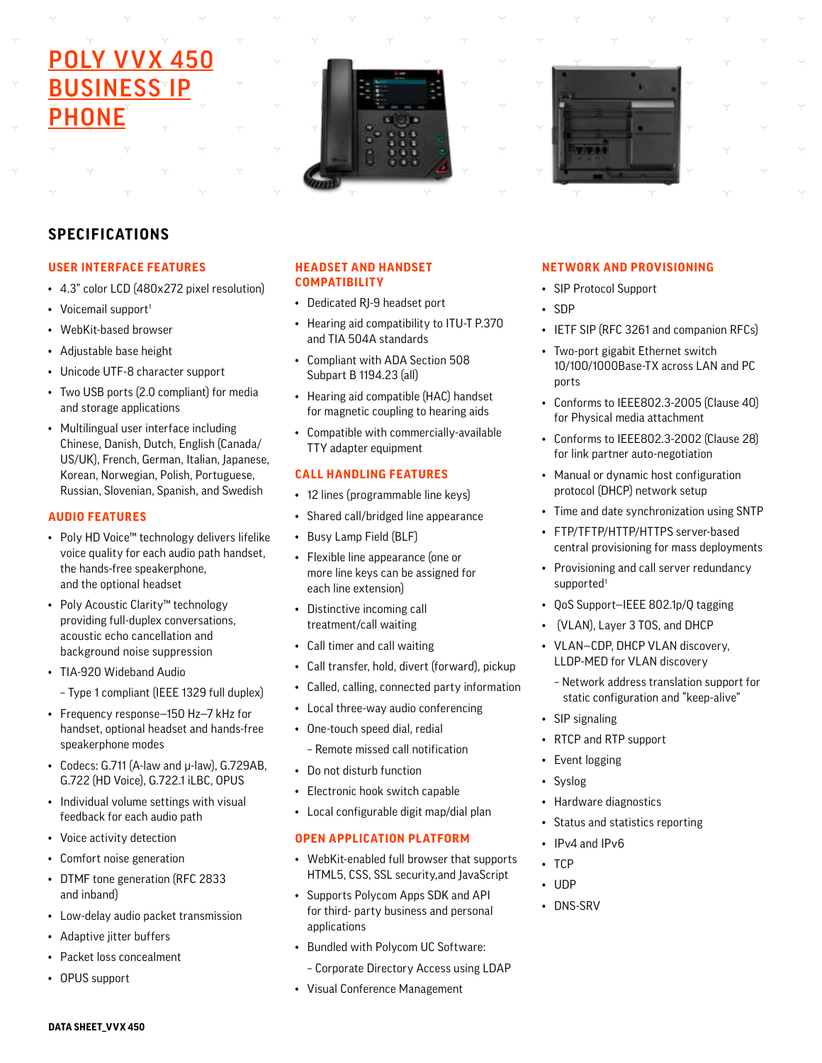# POLY VVX 450 BUSINESS IP PHONE

## SPECIFICATIONS

### USER INTERFACE FEATURES

- 4.3" color LCD (480x272 pixel resolution)
- Voicemail support[1]
- WebKit-based browser
- Adjustable base height
- Unicode UTF-8 character support
- Two USB ports (2.0 compliant) for media and storage applications
- Multilingual user interface including Chinese, Danish, Dutch, English (Canada/US/UK), French, German, Italian, Japanese, Korean, Norwegian, Polish, Portuguese, Russian, Slovenian, Spanish, and Swedish

### AUDIO FEATURES

- Poly HD Voice™ technology delivers lifelike voice quality for each audio path handset, the hands-free speakerphone, and the optional headset
- Poly Acoustic Clarity™ technology providing full-duplex conversations, acoustic echo cancellation and background noise suppression
- TIA-920 Wideband Audio
  - Type 1 compliant (IEEE 1329 full duplex)
- Frequency response—150 Hz–7 kHz for handset, optional headset and hands-free speakerphone modes
- Codecs: G.711 (A-law and μ-law), G.729AB, G.722 (HD Voice), G.722.1 iLBC, OPUS
- Individual volume settings with visual feedback for each audio path
- Voice activity detection
- Comfort noise generation
- DTMF tone generation (RFC 2833 and inband)
- Low-delay audio packet transmission
- Adaptive jitter buffers
- Packet loss concealment
- OPUS support

### HEADSET AND HANDSET COMPATIBILITY

- Dedicated RJ-9 headset port
- Hearing aid compatibility to ITU-T P.370 and TIA 504A standards
- Compliant with ADA Section 508 Subpart B 1194.23 (all)
- Hearing aid compatible (HAC) handset for magnetic coupling to hearing aids
- Compatible with commercially-available TTY adapter equipment

### CALL HANDLING FEATURES

- 12 lines (programmable line keys)
- Shared call/bridged line appearance
- Busy Lamp Field (BLF)
- Flexible line appearance (one or more line keys can be assigned for each line extension)
- Distinctive incoming call treatment/call waiting
- Call timer and call waiting
- Call transfer, hold, divert (forward), pickup
- Called, calling, connected party information
- Local three-way audio conferencing
- One-touch speed dial, redial
  - Remote missed call notification
- Do not disturb function
- Electronic hook switch capable
- Local configurable digit map/dial plan

### OPEN APPLICATION PLATFORM

- WebKit-enabled full browser that supports HTML5, CSS, SSL security,and JavaScript
- Supports Polycom Apps SDK and API for third- party business and personal applications
- Bundled with Polycom UC Software:
  - Corporate Directory Access using LDAP
- Visual Conference Management

### NETWORK AND PROVISIONING

- SIP Protocol Support
- SDP
- IETF SIP (RFC 3261 and companion RFCs)
- Two-port gigabit Ethernet switch 10/100/1000Base-TX across LAN and PC ports
- Conforms to IEEE802.3-2005 (Clause 40) for Physical media attachment
- Conforms to IEEE802.3-2002 (Clause 28) for link partner auto-negotiation
- Manual or dynamic host configuration protocol (DHCP) network setup
- Time and date synchronization using SNTP
- FTP/TFTP/HTTP/HTTPS server-based central provisioning for mass deployments
- Provisioning and call server redundancy supported[1]
- QoS Support—IEEE 802.1p/Q tagging
- (VLAN), Layer 3 TOS, and DHCP
- VLAN—CDP, DHCP VLAN discovery, LLDP-MED for VLAN discovery
  - Network address translation support for static configuration and "keep-alive"
- SIP signaling
- RTCP and RTP support
- Event logging
- Syslog
- Hardware diagnostics
- Status and statistics reporting
- IPv4 and IPv6
- TCP
- UDP
- DNS-SRV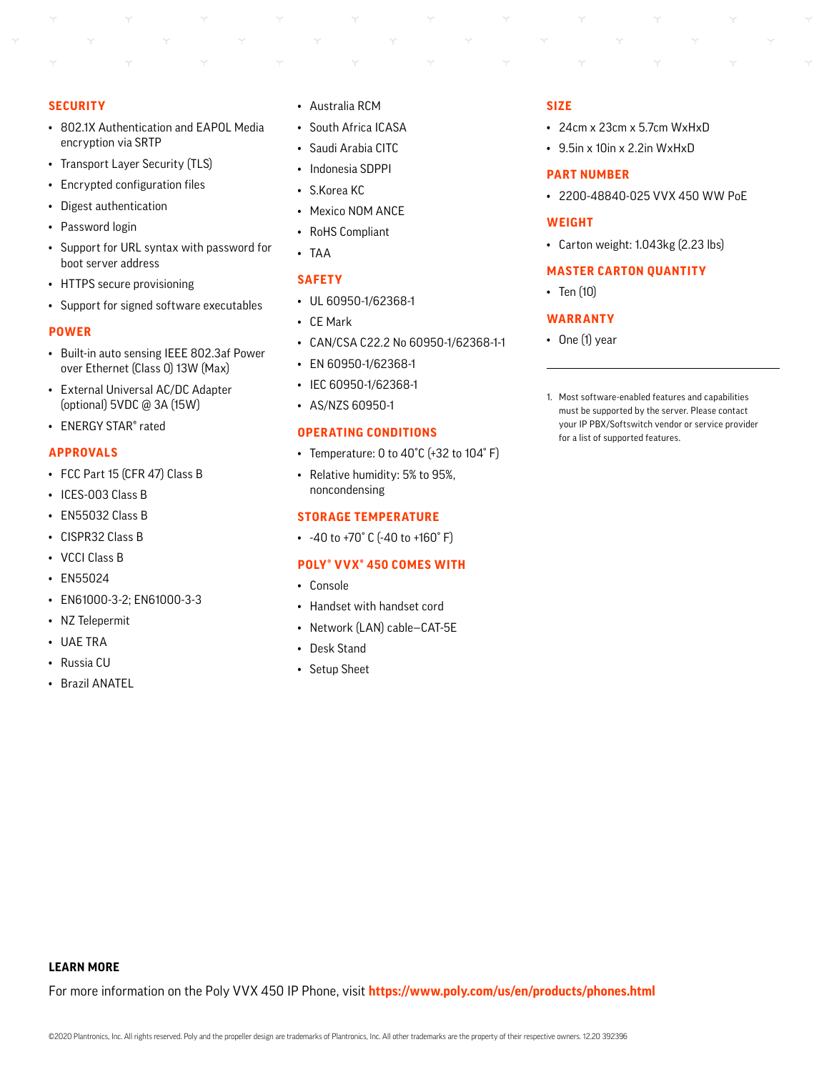## SECURITY

- 802.1X Authentication and EAPOL Media encryption via SRTP
- Transport Layer Security (TLS)
- Encrypted configuration files
- Digest authentication
- Password login
- Support for URL syntax with password for boot server address
- HTTPS secure provisioning
- Support for signed software executables

## POWER

- Built-in auto sensing IEEE 802.3af Power over Ethernet (Class 0) 13W (Max)
- External Universal AC/DC Adapter (optional) 5VDC @ 3A (15W)
- ENERGY STAR® rated

## APPROVALS

- FCC Part 15 (CFR 47) Class B
- ICES-003 Class B
- EN55032 Class B
- CISPR32 Class B
- VCCI Class B
- EN55024
- EN61000-3-2; EN61000-3-3
- NZ Telepermit
- UAE TRA
- Russia CU
- Brazil ANATEL
- Australia RCM
- South Africa ICASA
- Saudi Arabia CITC
- Indonesia SDPPI
- S.Korea KC
- Mexico NOM ANCE
- RoHS Compliant
- TAA

## SAFETY

- UL 60950-1/62368-1
- CE Mark
- CAN/CSA C22.2 No 60950-1/62368-1-1
- EN 60950-1/62368-1
- IEC 60950-1/62368-1
- AS/NZS 60950-1

## OPERATING CONDITIONS

- Temperature: 0 to 40°C (+32 to 104° F)
- Relative humidity: 5% to 95%, noncondensing

## STORAGE TEMPERATURE

- -40 to +70° C (-40 to +160° F)

## POLY® VVX® 450 COMES WITH

- Console
- Handset with handset cord
- Network (LAN) cable—CAT-5E
- Desk Stand
- Setup Sheet

## SIZE

- 24cm x 23cm x 5.7cm WxHxD
- 9.5in x 10in x 2.2in WxHxD

## PART NUMBER

- 2200-48840-025 VVX 450 WW PoE

## WEIGHT

- Carton weight: 1.043kg (2.23 lbs)

## MASTER CARTON QUANTITY

- Ten (10)

## WARRANTY

- One (1) year

---

1. Most software-enabled features and capabilities must be supported by the server. Please contact your IP PBX/Softswitch vendor or service provider for a list of supported features.

**LEARN MORE**

For more information on the Poly VVX 450 IP Phone, visit **https://www.poly.com/us/en/products/phones.html**

©2020 Plantronics, Inc. All rights reserved. Poly and the propeller design are trademarks of Plantronics, Inc. All other trademarks are the property of their respective owners. 12.20 392396